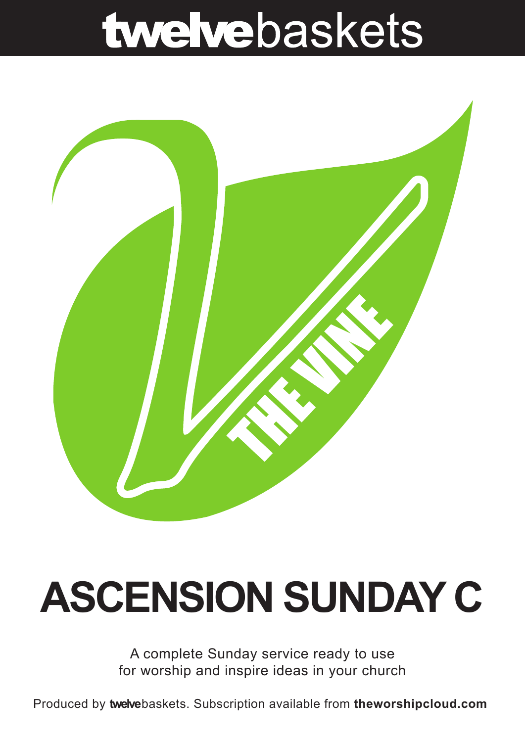# **twelve**baskets

THE VINE

# ASCENSION SUNDAY C

A complete Sunday service ready to use
for worship and inspire ideas in your church

Produced by **twelve**baskets. Subscription available from **theworshipcloud.com**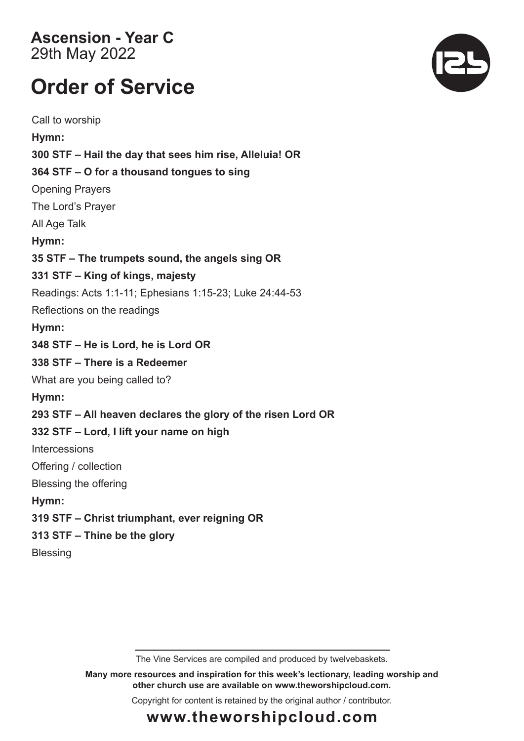**Ascension - Year C**
29th May 2022

# Order of Service

Call to worship

**Hymn:**

**300 STF – Hail the day that sees him rise, Alleluia! OR**

**364 STF – O for a thousand tongues to sing**

Opening Prayers

The Lord's Prayer

All Age Talk

**Hymn:**

**35 STF – The trumpets sound, the angels sing OR**

**331 STF – King of kings, majesty**

Readings: Acts 1:1-11; Ephesians 1:15-23; Luke 24:44-53

Reflections on the readings

**Hymn:**

**348 STF – He is Lord, he is Lord OR**

**338 STF – There is a Redeemer**

What are you being called to?

**Hymn:**

**293 STF – All heaven declares the glory of the risen Lord OR**

**332 STF – Lord, I lift your name on high**

Intercessions

Offering / collection

Blessing the offering

**Hymn:**

**319 STF – Christ triumphant, ever reigning OR**

**313 STF – Thine be the glory**

Blessing

---

The Vine Services are compiled and produced by twelvebaskets.

**Many more resources and inspiration for this week's lectionary, leading worship and other church use are available on www.theworshipcloud.com.**

Copyright for content is retained by the original author / contributor.

**www.theworshipcloud.com**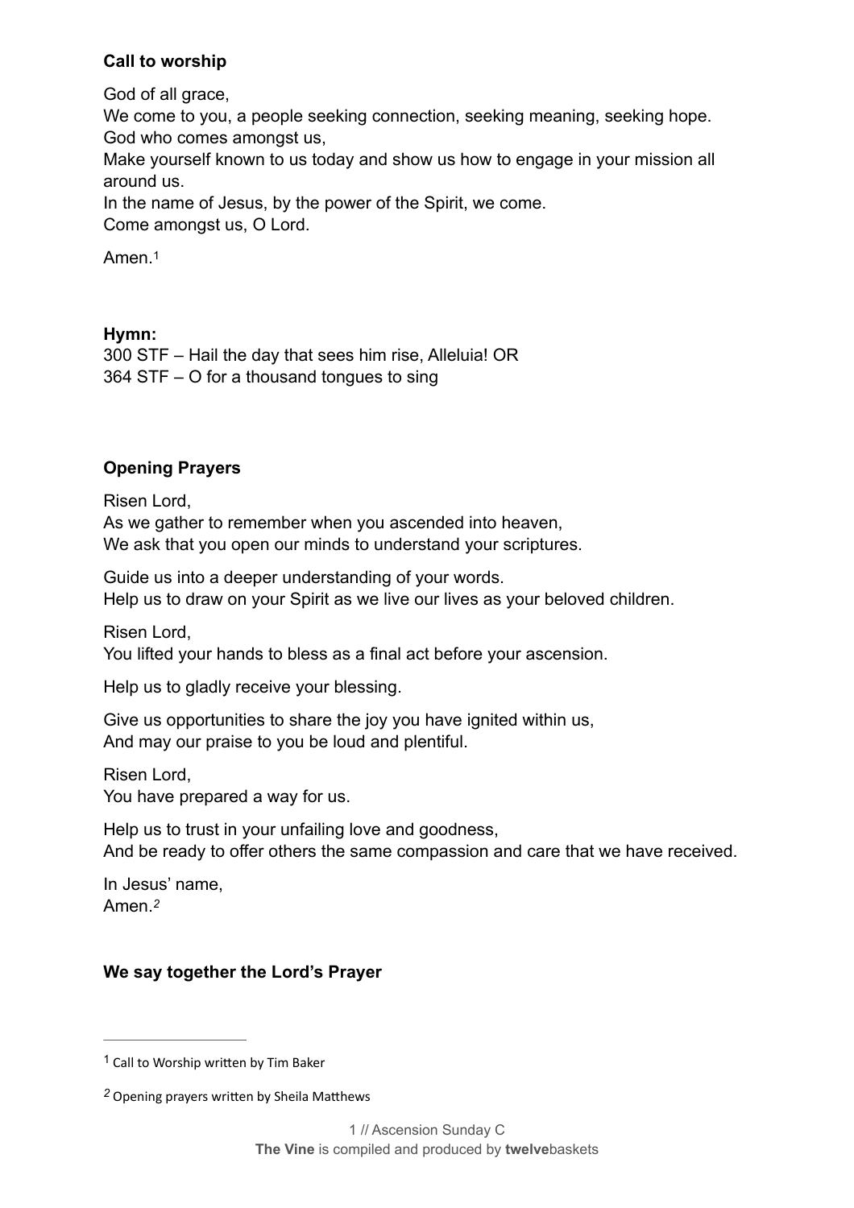**Call to worship**

God of all grace,
We come to you, a people seeking connection, seeking meaning, seeking hope.
God who comes amongst us,
Make yourself known to us today and show us how to engage in your mission all around us.
In the name of Jesus, by the power of the Spirit, we come.
Come amongst us, O Lord.

Amen.[1]

**Hymn:**
300 STF – Hail the day that sees him rise, Alleluia! OR
364 STF – O for a thousand tongues to sing

**Opening Prayers**

Risen Lord,
As we gather to remember when you ascended into heaven,
We ask that you open our minds to understand your scriptures.

Guide us into a deeper understanding of your words.
Help us to draw on your Spirit as we live our lives as your beloved children.

Risen Lord,
You lifted your hands to bless as a final act before your ascension.

Help us to gladly receive your blessing.

Give us opportunities to share the joy you have ignited within us,
And may our praise to you be loud and plentiful.

Risen Lord,
You have prepared a way for us.

Help us to trust in your unfailing love and goodness,
And be ready to offer others the same compassion and care that we have received.

In Jesus' name,
Amen.[2]

**We say together the Lord's Prayer**

---

[1] Call to Worship written by Tim Baker

[2] Opening prayers written by Sheila Matthews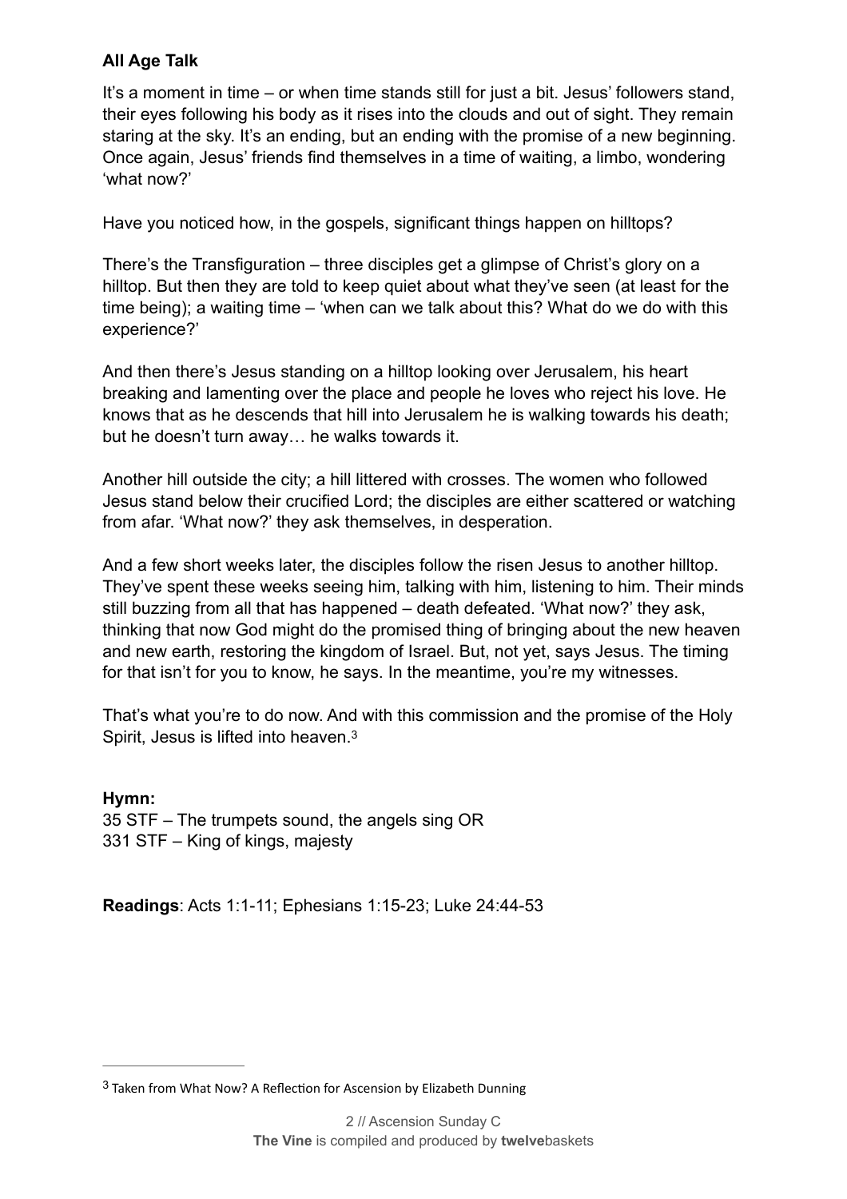**All Age Talk**

It's a moment in time – or when time stands still for just a bit. Jesus' followers stand, their eyes following his body as it rises into the clouds and out of sight. They remain staring at the sky. It's an ending, but an ending with the promise of a new beginning. Once again, Jesus' friends find themselves in a time of waiting, a limbo, wondering 'what now?'

Have you noticed how, in the gospels, significant things happen on hilltops?

There's the Transfiguration – three disciples get a glimpse of Christ's glory on a hilltop. But then they are told to keep quiet about what they've seen (at least for the time being); a waiting time – 'when can we talk about this? What do we do with this experience?'

And then there's Jesus standing on a hilltop looking over Jerusalem, his heart breaking and lamenting over the place and people he loves who reject his love. He knows that as he descends that hill into Jerusalem he is walking towards his death; but he doesn't turn away… he walks towards it.

Another hill outside the city; a hill littered with crosses. The women who followed Jesus stand below their crucified Lord; the disciples are either scattered or watching from afar. 'What now?' they ask themselves, in desperation.

And a few short weeks later, the disciples follow the risen Jesus to another hilltop. They've spent these weeks seeing him, talking with him, listening to him. Their minds still buzzing from all that has happened – death defeated. 'What now?' they ask, thinking that now God might do the promised thing of bringing about the new heaven and new earth, restoring the kingdom of Israel. But, not yet, says Jesus. The timing for that isn't for you to know, he says. In the meantime, you're my witnesses.

That's what you're to do now. And with this commission and the promise of the Holy Spirit, Jesus is lifted into heaven.[3]

**Hymn:**
35 STF – The trumpets sound, the angels sing OR
331 STF – King of kings, majesty

**Readings**: Acts 1:1-11; Ephesians 1:15-23; Luke 24:44-53

---

[3] Taken from What Now? A Reflection for Ascension by Elizabeth Dunning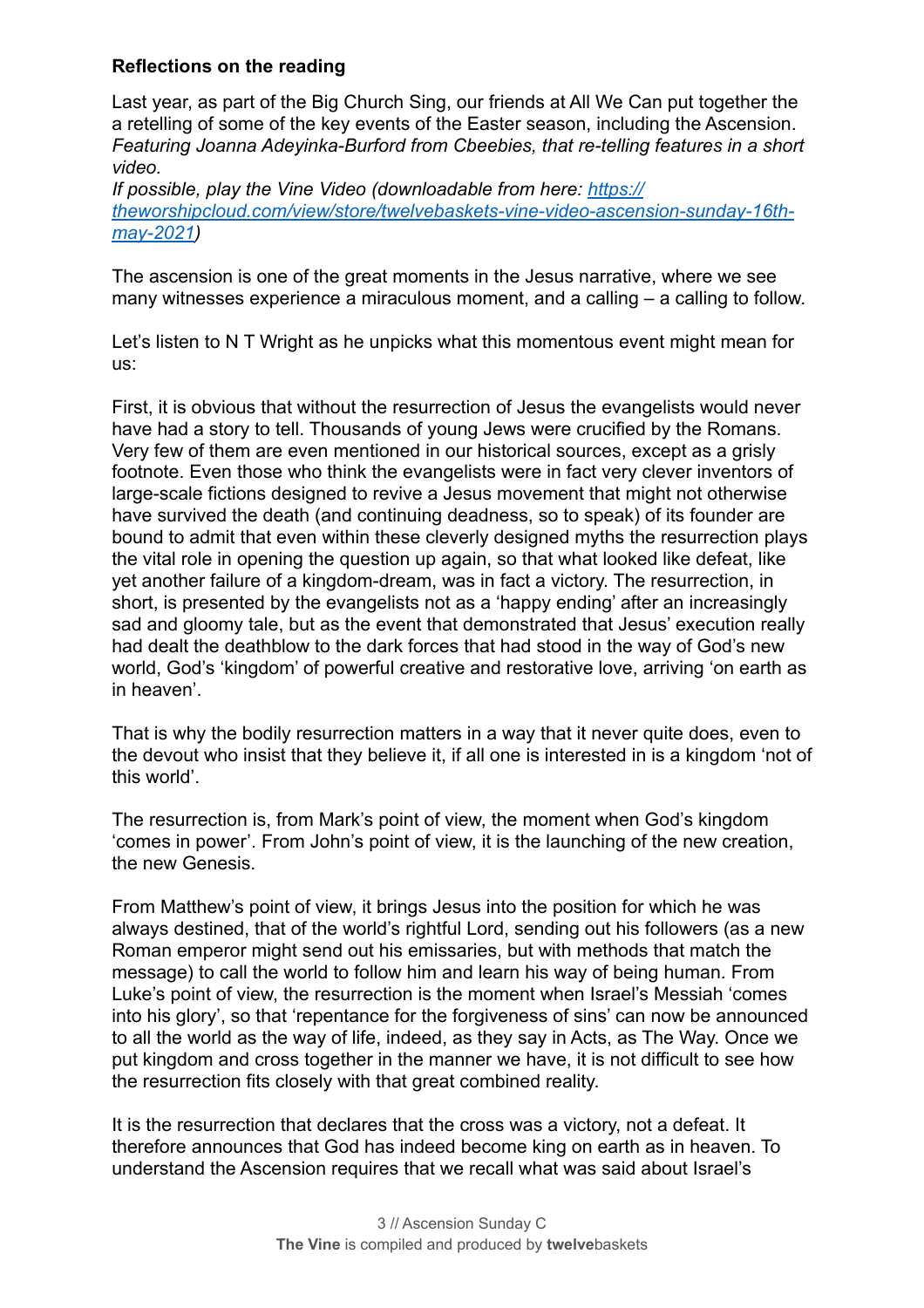**Reflections on the reading**

Last year, as part of the Big Church Sing, our friends at All We Can put together the a retelling of some of the key events of the Easter season, including the Ascension. *Featuring Joanna Adeyinka-Burford from Cbeebies, that re-telling features in a short video.*

*If possible, play the Vine Video (downloadable from here: [https://theworshipcloud.com/view/store/twelvebaskets-vine-video-ascension-sunday-16th-may-2021](https://theworshipcloud.com/view/store/twelvebaskets-vine-video-ascension-sunday-16th-may-2021))*

The ascension is one of the great moments in the Jesus narrative, where we see many witnesses experience a miraculous moment, and a calling – a calling to follow.

Let's listen to N T Wright as he unpicks what this momentous event might mean for us:

First, it is obvious that without the resurrection of Jesus the evangelists would never have had a story to tell. Thousands of young Jews were crucified by the Romans. Very few of them are even mentioned in our historical sources, except as a grisly footnote. Even those who think the evangelists were in fact very clever inventors of large-scale fictions designed to revive a Jesus movement that might not otherwise have survived the death (and continuing deadness, so to speak) of its founder are bound to admit that even within these cleverly designed myths the resurrection plays the vital role in opening the question up again, so that what looked like defeat, like yet another failure of a kingdom-dream, was in fact a victory. The resurrection, in short, is presented by the evangelists not as a 'happy ending' after an increasingly sad and gloomy tale, but as the event that demonstrated that Jesus' execution really had dealt the deathblow to the dark forces that had stood in the way of God's new world, God's 'kingdom' of powerful creative and restorative love, arriving 'on earth as in heaven'.

That is why the bodily resurrection matters in a way that it never quite does, even to the devout who insist that they believe it, if all one is interested in is a kingdom 'not of this world'.

The resurrection is, from Mark's point of view, the moment when God's kingdom 'comes in power'. From John's point of view, it is the launching of the new creation, the new Genesis.

From Matthew's point of view, it brings Jesus into the position for which he was always destined, that of the world's rightful Lord, sending out his followers (as a new Roman emperor might send out his emissaries, but with methods that match the message) to call the world to follow him and learn his way of being human. From Luke's point of view, the resurrection is the moment when Israel's Messiah 'comes into his glory', so that 'repentance for the forgiveness of sins' can now be announced to all the world as the way of life, indeed, as they say in Acts, as The Way. Once we put kingdom and cross together in the manner we have, it is not difficult to see how the resurrection fits closely with that great combined reality.

It is the resurrection that declares that the cross was a victory, not a defeat. It therefore announces that God has indeed become king on earth as in heaven. To understand the Ascension requires that we recall what was said about Israel's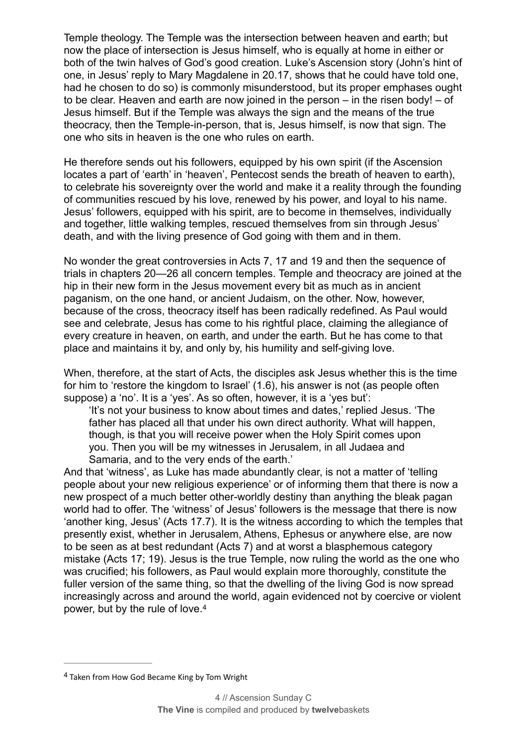Temple theology. The Temple was the intersection between heaven and earth; but now the place of intersection is Jesus himself, who is equally at home in either or both of the twin halves of God's good creation. Luke's Ascension story (John's hint of one, in Jesus' reply to Mary Magdalene in 20.17, shows that he could have told one, had he chosen to do so) is commonly misunderstood, but its proper emphases ought to be clear. Heaven and earth are now joined in the person – in the risen body! – of Jesus himself. But if the Temple was always the sign and the means of the true theocracy, then the Temple-in-person, that is, Jesus himself, is now that sign. The one who sits in heaven is the one who rules on earth.

He therefore sends out his followers, equipped by his own spirit (if the Ascension locates a part of 'earth' in 'heaven', Pentecost sends the breath of heaven to earth), to celebrate his sovereignty over the world and make it a reality through the founding of communities rescued by his love, renewed by his power, and loyal to his name. Jesus' followers, equipped with his spirit, are to become in themselves, individually and together, little walking temples, rescued themselves from sin through Jesus' death, and with the living presence of God going with them and in them.

No wonder the great controversies in Acts 7, 17 and 19 and then the sequence of trials in chapters 20—26 all concern temples. Temple and theocracy are joined at the hip in their new form in the Jesus movement every bit as much as in ancient paganism, on the one hand, or ancient Judaism, on the other. Now, however, because of the cross, theocracy itself has been radically redefined. As Paul would see and celebrate, Jesus has come to his rightful place, claiming the allegiance of every creature in heaven, on earth, and under the earth. But he has come to that place and maintains it by, and only by, his humility and self-giving love.

When, therefore, at the start of Acts, the disciples ask Jesus whether this is the time for him to 'restore the kingdom to Israel' (1.6), his answer is not (as people often suppose) a 'no'. It is a 'yes'. As so often, however, it is a 'yes but':

> 'It's not your business to know about times and dates,' replied Jesus. 'The father has placed all that under his own direct authority. What will happen, though, is that you will receive power when the Holy Spirit comes upon you. Then you will be my witnesses in Jerusalem, in all Judaea and Samaria, and to the very ends of the earth.'

And that 'witness', as Luke has made abundantly clear, is not a matter of 'telling people about your new religious experience' or of informing them that there is now a new prospect of a much better other-worldly destiny than anything the bleak pagan world had to offer. The 'witness' of Jesus' followers is the message that there is now 'another king, Jesus' (Acts 17.7). It is the witness according to which the temples that presently exist, whether in Jerusalem, Athens, Ephesus or anywhere else, are now to be seen as at best redundant (Acts 7) and at worst a blasphemous category mistake (Acts 17; 19). Jesus is the true Temple, now ruling the world as the one who was crucified; his followers, as Paul would explain more thoroughly, constitute the fuller version of the same thing, so that the dwelling of the living God is now spread increasingly across and around the world, again evidenced not by coercive or violent power, but by the rule of love.[4]

---

[4] Taken from How God Became King by Tom Wright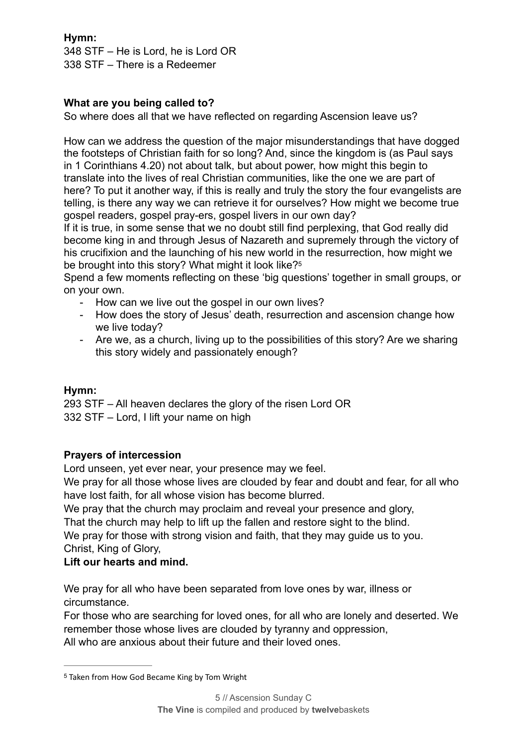**Hymn:**
348 STF – He is Lord, he is Lord OR
338 STF – There is a Redeemer

**What are you being called to?**

So where does all that we have reflected on regarding Ascension leave us?

How can we address the question of the major misunderstandings that have dogged the footsteps of Christian faith for so long? And, since the kingdom is (as Paul says in 1 Corinthians 4.20) not about talk, but about power, how might this begin to translate into the lives of real Christian communities, like the one we are part of here? To put it another way, if this is really and truly the story the four evangelists are telling, is there any way we can retrieve it for ourselves? How might we become true gospel readers, gospel pray-ers, gospel livers in our own day?
If it is true, in some sense that we no doubt still find perplexing, that God really did become king in and through Jesus of Nazareth and supremely through the victory of his crucifixion and the launching of his new world in the resurrection, how might we be brought into this story? What might it look like?[5]
Spend a few moments reflecting on these 'big questions' together in small groups, or on your own.

- How can we live out the gospel in our own lives?
- How does the story of Jesus' death, resurrection and ascension change how we live today?
- Are we, as a church, living up to the possibilities of this story? Are we sharing this story widely and passionately enough?

**Hymn:**
293 STF – All heaven declares the glory of the risen Lord OR
332 STF – Lord, I lift your name on high

**Prayers of intercession**

Lord unseen, yet ever near, your presence may we feel.
We pray for all those whose lives are clouded by fear and doubt and fear, for all who have lost faith, for all whose vision has become blurred.
We pray that the church may proclaim and reveal your presence and glory,
That the church may help to lift up the fallen and restore sight to the blind.
We pray for those with strong vision and faith, that they may guide us to you.
Christ, King of Glory,
**Lift our hearts and mind.**

We pray for all who have been separated from love ones by war, illness or circumstance.
For those who are searching for loved ones, for all who are lonely and deserted. We remember those whose lives are clouded by tyranny and oppression,
All who are anxious about their future and their loved ones.

---

[5] Taken from How God Became King by Tom Wright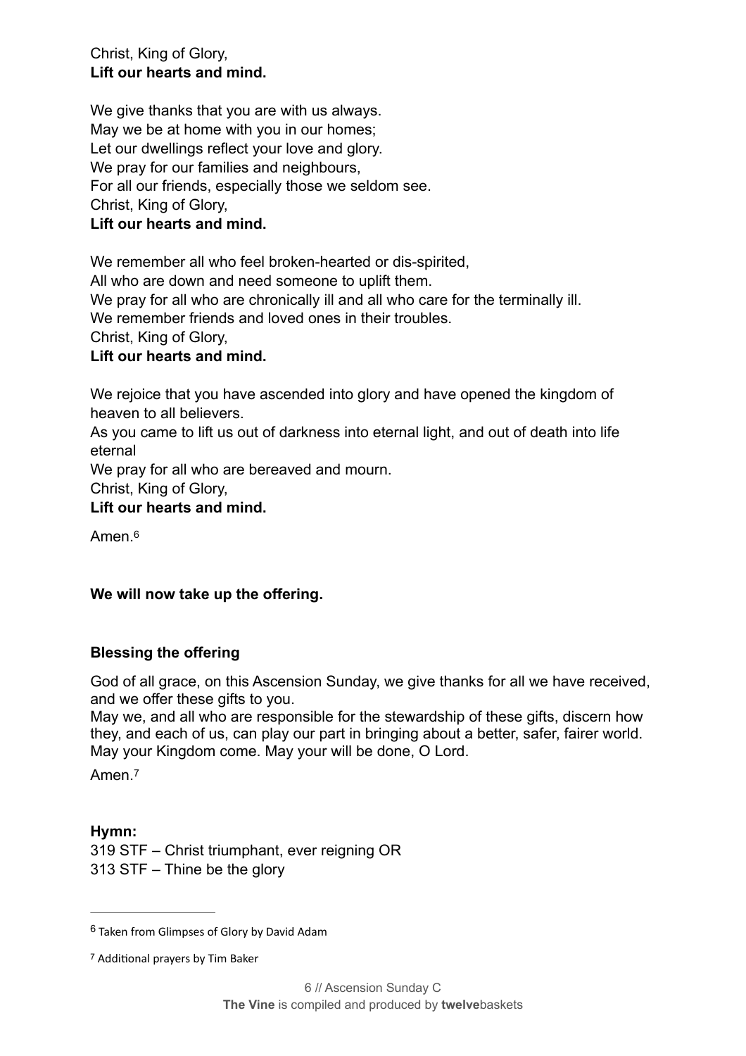Christ, King of Glory,  
**Lift our hearts and mind.**

We give thanks that you are with us always.  
May we be at home with you in our homes;  
Let our dwellings reflect your love and glory.  
We pray for our families and neighbours,  
For all our friends, especially those we seldom see.  
Christ, King of Glory,  
**Lift our hearts and mind.**

We remember all who feel broken-hearted or dis-spirited,  
All who are down and need someone to uplift them.  
We pray for all who are chronically ill and all who care for the terminally ill.  
We remember friends and loved ones in their troubles.  
Christ, King of Glory,  
**Lift our hearts and mind.**

We rejoice that you have ascended into glory and have opened the kingdom of heaven to all believers.  
As you came to lift us out of darkness into eternal light, and out of death into life eternal  
We pray for all who are bereaved and mourn.  
Christ, King of Glory,  
**Lift our hearts and mind.**

Amen.[6]

**We will now take up the offering.**

**Blessing the offering**

God of all grace, on this Ascension Sunday, we give thanks for all we have received, and we offer these gifts to you.  
May we, and all who are responsible for the stewardship of these gifts, discern how they, and each of us, can play our part in bringing about a better, safer, fairer world. May your Kingdom come. May your will be done, O Lord.

Amen.[7]

**Hymn:**  
319 STF – Christ triumphant, ever reigning OR  
313 STF – Thine be the glory

---

[6] Taken from Glimpses of Glory by David Adam

[7] Additional prayers by Tim Baker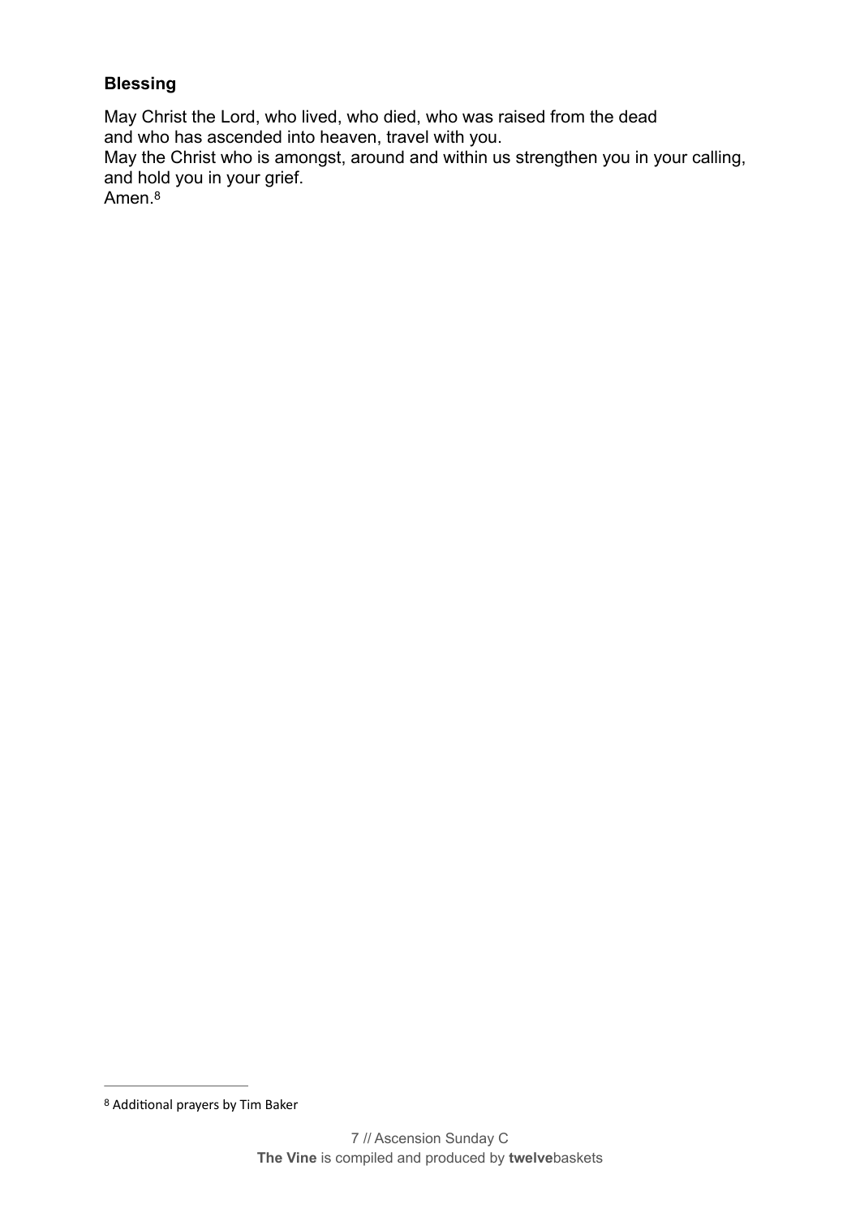### Blessing

May Christ the Lord, who lived, who died, who was raised from the dead
and who has ascended into heaven, travel with you.
May the Christ who is amongst, around and within us strengthen you in your calling,
and hold you in your grief.
Amen.[8]

---

[8] Additional prayers by Tim Baker